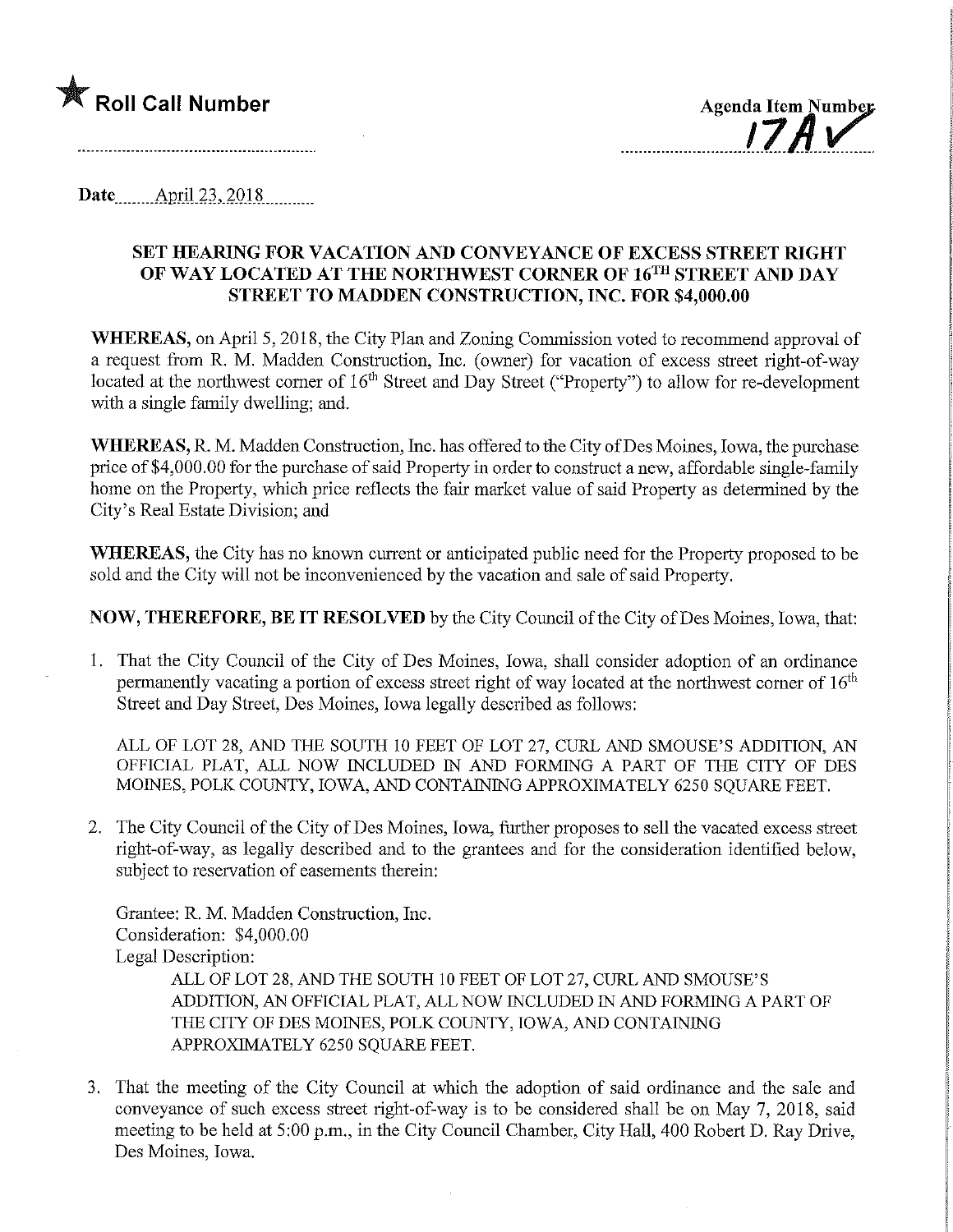★ **Roll Call Number**

**Agenda Item Number**
**17A ✓**

**Date** April 23, 2018

## SET HEARING FOR VACATION AND CONVEYANCE OF EXCESS STREET RIGHT OF WAY LOCATED AT THE NORTHWEST CORNER OF 16TH STREET AND DAY STREET TO MADDEN CONSTRUCTION, INC. FOR $4,000.00

**WHEREAS,** on April 5, 2018, the City Plan and Zoning Commission voted to recommend approval of a request from R. M. Madden Construction, Inc. (owner) for vacation of excess street right-of-way located at the northwest corner of 16th Street and Day Street ("Property") to allow for re-development with a single family dwelling; and.

**WHEREAS,** R. M. Madden Construction, Inc. has offered to the City of Des Moines, Iowa, the purchase price of $4,000.00 for the purchase of said Property in order to construct a new, affordable single-family home on the Property, which price reflects the fair market value of said Property as determined by the City's Real Estate Division; and

**WHEREAS,** the City has no known current or anticipated public need for the Property proposed to be sold and the City will not be inconvenienced by the vacation and sale of said Property.

**NOW, THEREFORE, BE IT RESOLVED** by the City Council of the City of Des Moines, Iowa, that:

1. That the City Council of the City of Des Moines, Iowa, shall consider adoption of an ordinance permanently vacating a portion of excess street right of way located at the northwest corner of 16th Street and Day Street, Des Moines, Iowa legally described as follows:

   ALL OF LOT 28, AND THE SOUTH 10 FEET OF LOT 27, CURL AND SMOUSE'S ADDITION, AN OFFICIAL PLAT, ALL NOW INCLUDED IN AND FORMING A PART OF THE CITY OF DES MOINES, POLK COUNTY, IOWA, AND CONTAINING APPROXIMATELY 6250 SQUARE FEET.

2. The City Council of the City of Des Moines, Iowa, further proposes to sell the vacated excess street right-of-way, as legally described and to the grantees and for the consideration identified below, subject to reservation of easements therein:

   Grantee: R. M. Madden Construction, Inc.
   Consideration: $4,000.00
   Legal Description:

   ALL OF LOT 28, AND THE SOUTH 10 FEET OF LOT 27, CURL AND SMOUSE'S ADDITION, AN OFFICIAL PLAT, ALL NOW INCLUDED IN AND FORMING A PART OF THE CITY OF DES MOINES, POLK COUNTY, IOWA, AND CONTAINING APPROXIMATELY 6250 SQUARE FEET.

3. That the meeting of the City Council at which the adoption of said ordinance and the sale and conveyance of such excess street right-of-way is to be considered shall be on May 7, 2018, said meeting to be held at 5:00 p.m., in the City Council Chamber, City Hall, 400 Robert D. Ray Drive, Des Moines, Iowa.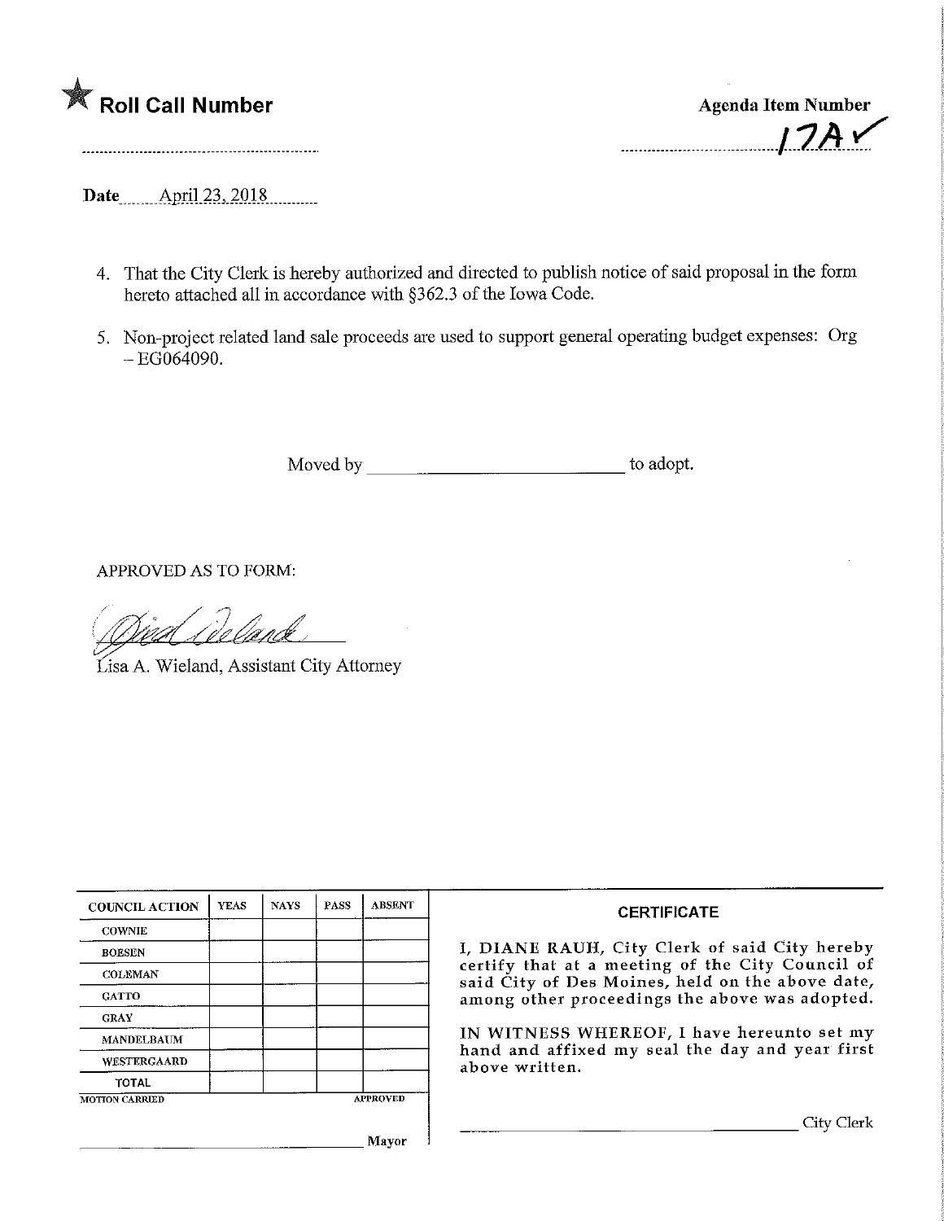★ **Roll Call Number**

**Agenda Item Number**

17A ✓

**Date** April 23, 2018

4. That the City Clerk is hereby authorized and directed to publish notice of said proposal in the form hereto attached all in accordance with §362.3 of the Iowa Code.

5. Non-project related land sale proceeds are used to support general operating budget expenses: Org – EG064090.

Moved by ______________________ to adopt.

APPROVED AS TO FORM:

Lisa A. Wieland, Assistant City Attorney

| COUNCIL ACTION | YEAS | NAYS | PASS | ABSENT |
|---|---|---|---|---|
| COWNIE | | | | |
| BOESEN | | | | |
| COLEMAN | | | | |
| GATTO | | | | |
| GRAY | | | | |
| MANDELBAUM | | | | |
| WESTERGAARD | | | | |
| TOTAL | | | | |
| MOTION CARRIED | | | | APPROVED |

______________________ Mayor

**CERTIFICATE**

I, DIANE RAUH, City Clerk of said City hereby certify that at a meeting of the City Council of said City of Des Moines, held on the above date, among other proceedings the above was adopted.

IN WITNESS WHEREOF, I have hereunto set my hand and affixed my seal the day and year first above written.

______________________ City Clerk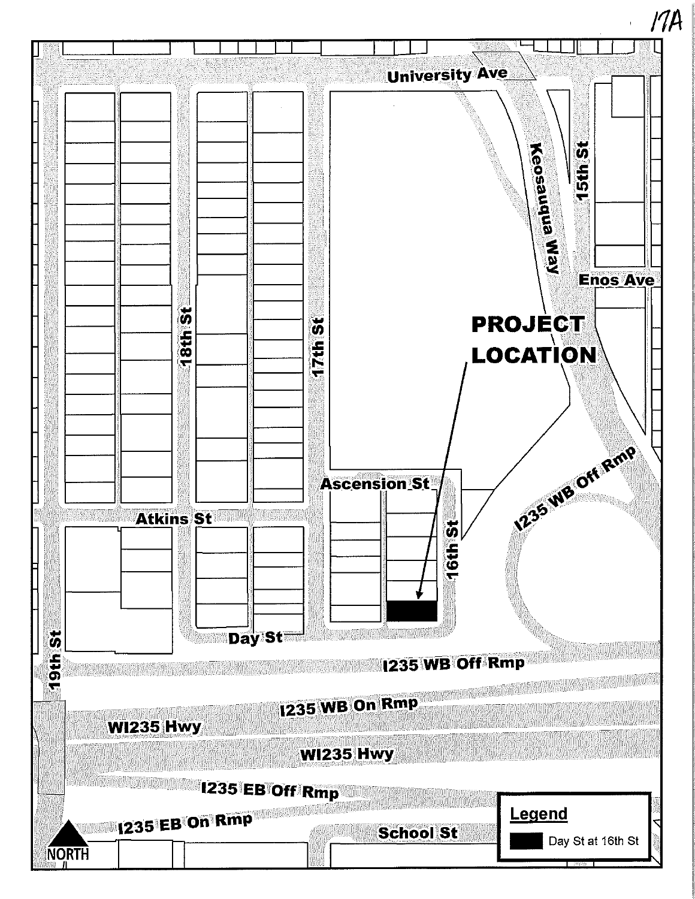17A

University Ave

15th St

Keosauqua Way

Enos Ave

PROJECT LOCATION

18th St

17th St

Ascension St

16th St

I235 WB Off Rmp

Atkins St

Day St

19th St

I235 WB Off Rmp

I235 WB On Rmp

WI235 Hwy

WI235 Hwy

I235 EB Off Rmp

I235 EB On Rmp

School St

NORTH

**Legend**

Day St at 16th St